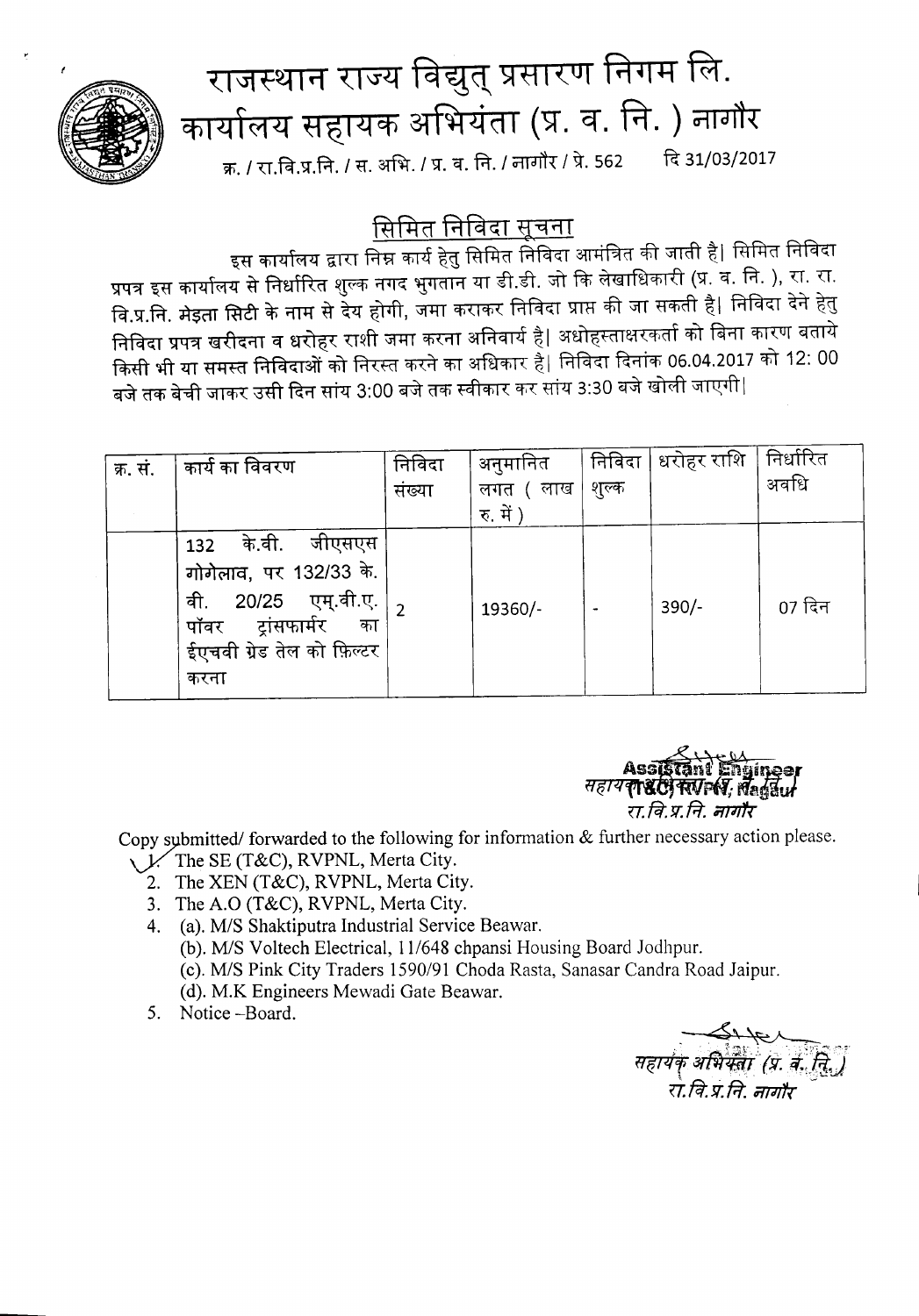# राजस्थान राज्य विद्युत् प्रसारण निगम लि.
## कार्यालय सहायक अभियंता (प्र. व. नि. ) नागौर

क्र. / रा.वि.प्र.नि. / स. अभि. / प्र. व. नि. / नागौर / प्रे. 562 दि 31/03/2017

## सिमित निविदा सूचना

इस कार्यालय द्वारा निम्न कार्य हेतु सिमित निविदा आमंत्रित की जाती है। सिमित निविदा प्रपत्र इस कार्यालय से निर्धारित शुल्क नगद भुगतान या डी.डी. जो कि लेखाधिकारी (प्र. व. नि. ), रा. रा. वि.प्र.नि. मेड़ता सिटी के नाम से देय होगी, जमा कराकर निविदा प्राप्त की जा सकती है। निविदा देने हेतु निविदा प्रपत्र खरीदना व धरोहर राशी जमा करना अनिवार्य है। अधोहस्ताक्षरकर्ता को बिना कारण बताये किसी भी या समस्त निविदाओं को निरस्त करने का अधिकार है। निविदा दिनांक 06.04.2017 को 12: 00 बजे तक बेची जाकर उसी दिन सांय 3:00 बजे तक स्वीकार कर सांय 3:30 बजे खोली जाएगी।

| क्र. सं. | कार्य का विवरण | निविदा संख्या | अनुमानित लगत ( लाख रु. में ) | निविदा शुल्क | धरोहर राशि | निर्धारित अवधि |
|---|---|---|---|---|---|---|
| | 132 के.वी. जीएसएस गोगेलाव, पर 132/33 के. वी. 20/25 एम्.वी.ए. पॉवर ट्रांसफार्मर का ईएचवी ग्रेड तेल को फ़िल्टर करना | 2 | 19360/- | - | 390/- | 07 दिन |

Assistant Engineer
सहायक अभियंता (T&C) RVPN, Nagaur
रा.वि.प्र.नि. नागौर

Copy submitted/ forwarded to the following for information & further necessary action please.

1. The SE (T&C), RVPNL, Merta City.
2. The XEN (T&C), RVPNL, Merta City.
3. The A.O (T&C), RVPNL, Merta City.
4. (a). M/S Shaktiputra Industrial Service Beawar.
   (b). M/S Voltech Electrical, 11/648 chpansi Housing Board Jodhpur.
   (c). M/S Pink City Traders 1590/91 Choda Rasta, Sanasar Candra Road Jaipur.
   (d). M.K Engineers Mewadi Gate Beawar.
5. Notice –Board.

सहायक अभियंता (प्र. व. नि.)
रा.वि.प्र.नि. नागौर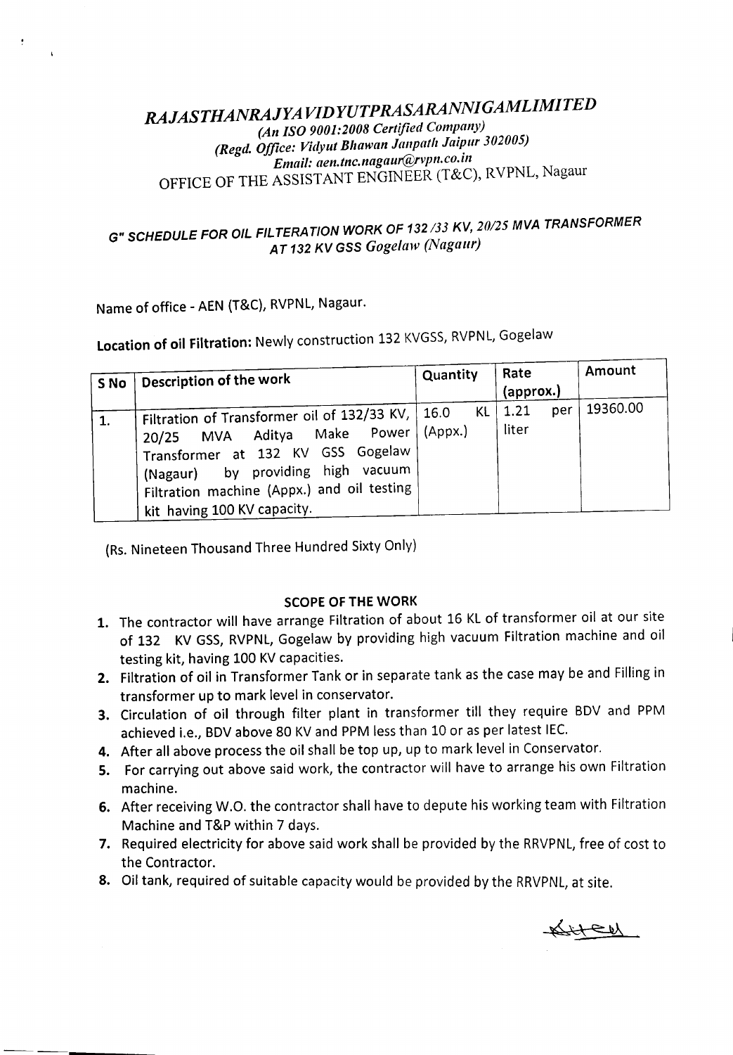# *RAJASTHANRAJYAVIDYUTPRASARANNIGAMLIMITED*

*(An ISO 9001:2008 Certified Company)*

*(Regd. Office: Vidyut Bhawan Janpath Jaipur 302005)*

*Email: aen.tnc.nagaur@rvpn.co.in*

OFFICE OF THE ASSISTANT ENGINEER (T&C), RVPNL, Nagaur

## *G" SCHEDULE FOR OIL FILTERATION WORK OF 132 /33 KV, 20/25 MVA TRANSFORMER AT 132 KV GSS Gogelaw (Nagaur)*

Name of office - AEN (T&C), RVPNL, Nagaur.

**Location of oil Filtration:** Newly construction 132 KVGSS, RVPNL, Gogelaw

| S No | Description of the work | Quantity | Rate (approx.) | Amount |
|---|---|---|---|---|
| 1. | Filtration of Transformer oil of 132/33 KV, 20/25 MVA Aditya Make Power Transformer at 132 KV GSS Gogelaw (Nagaur) by providing high vacuum Filtration machine (Appx.) and oil testing kit having 100 KV capacity. | 16.0 KL (Appx.) | 1.21 per liter | 19360.00 |

(Rs. Nineteen Thousand Three Hundred Sixty Only)

### SCOPE OF THE WORK

1. The contractor will have arrange Filtration of about 16 KL of transformer oil at our site of 132 KV GSS, RVPNL, Gogelaw by providing high vacuum Filtration machine and oil testing kit, having 100 KV capacities.
2. Filtration of oil in Transformer Tank or in separate tank as the case may be and Filling in transformer up to mark level in conservator.
3. Circulation of oil through filter plant in transformer till they require BDV and PPM achieved i.e., BDV above 80 KV and PPM less than 10 or as per latest IEC.
4. After all above process the oil shall be top up, up to mark level in Conservator.
5. For carrying out above said work, the contractor will have to arrange his own Filtration machine.
6. After receiving W.O. the contractor shall have to depute his working team with Filtration Machine and T&P within 7 days.
7. Required electricity for above said work shall be provided by the RRVPNL, free of cost to the Contractor.
8. Oil tank, required of suitable capacity would be provided by the RRVPNL, at site.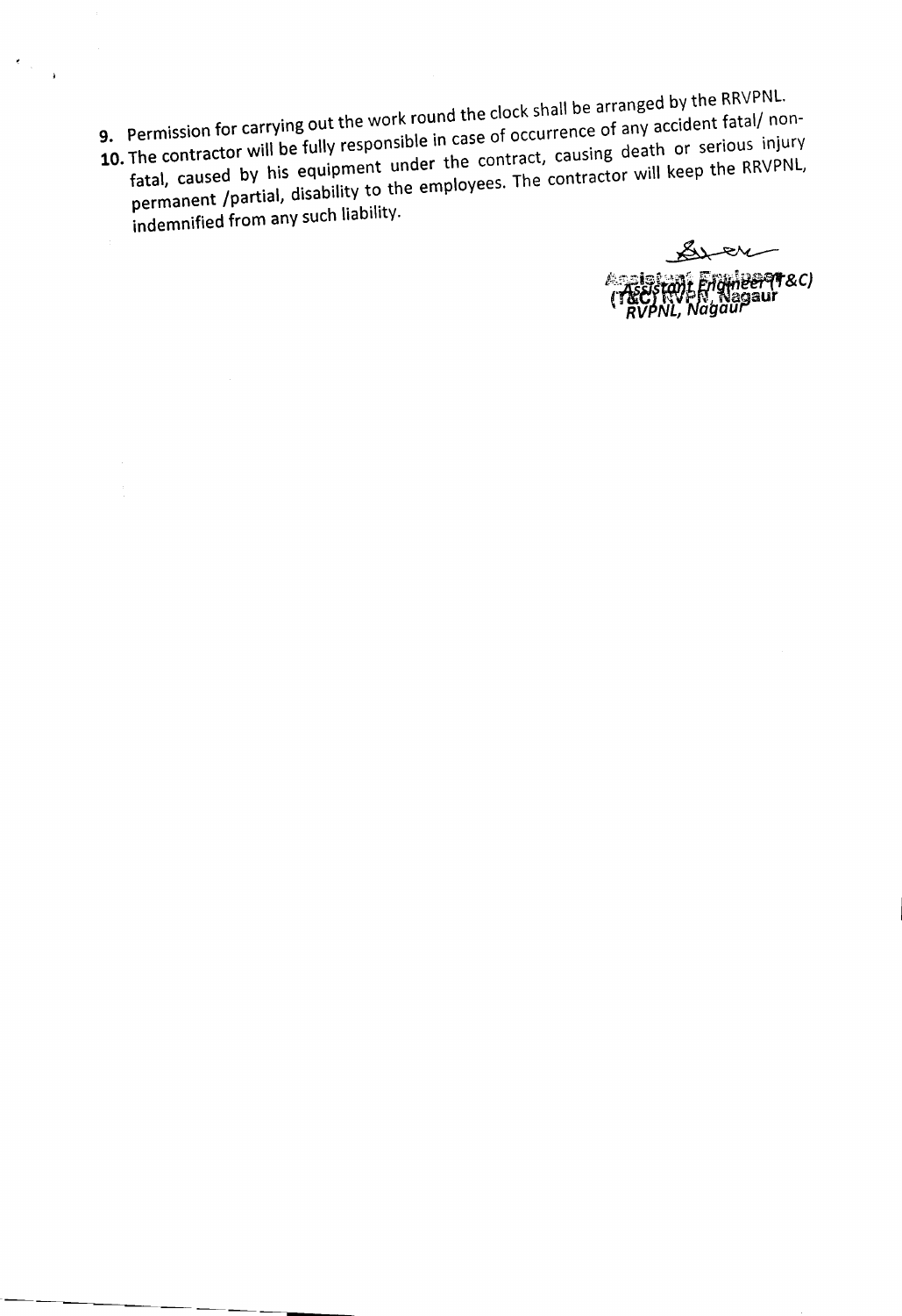9. Permission for carrying out the work round the clock shall be arranged by the RRVPNL.
10. The contractor will be fully responsible in case of occurrence of any accident fatal/ non-fatal, caused by his equipment under the contract, causing death or serious injury permanent /partial, disability to the employees. The contractor will keep the RRVPNL, indemnified from any such liability.

Assistant Engineer (T&C)
RVPNL, Nagaur